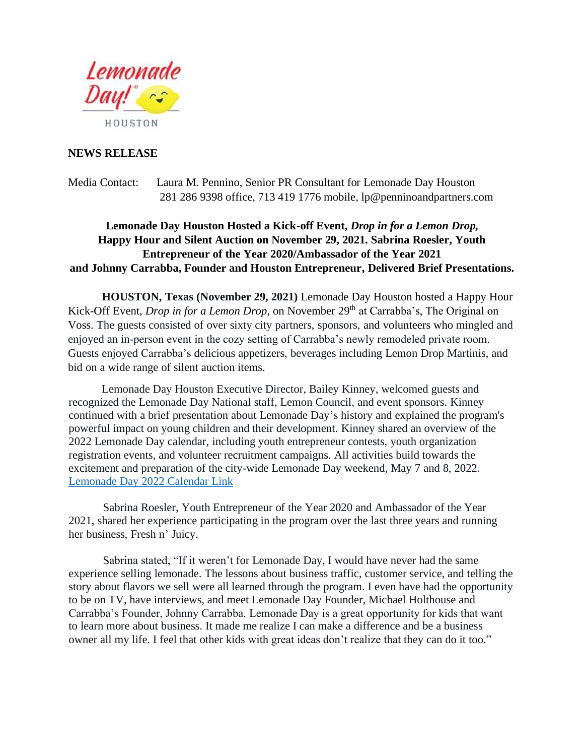**NEWS RELEASE**

Media Contact: Laura M. Pennino, Senior PR Consultant for Lemonade Day Houston
281 286 9398 office, 713 419 1776 mobile, lp@penninoandpartners.com

**Lemonade Day Houston Hosted a Kick-off Event, *Drop in for a Lemon Drop,* Happy Hour and Silent Auction on November 29, 2021. Sabrina Roesler, Youth Entrepreneur of the Year 2020/Ambassador of the Year 2021 and Johnny Carrabba, Founder and Houston Entrepreneur, Delivered Brief Presentations.**

**HOUSTON, Texas (November 29, 2021)** Lemonade Day Houston hosted a Happy Hour Kick-Off Event, *Drop in for a Lemon Drop*, on November 29th at Carrabba's, The Original on Voss. The guests consisted of over sixty city partners, sponsors, and volunteers who mingled and enjoyed an in-person event in the cozy setting of Carrabba's newly remodeled private room. Guests enjoyed Carrabba's delicious appetizers, beverages including Lemon Drop Martinis, and bid on a wide range of silent auction items.

Lemonade Day Houston Executive Director, Bailey Kinney, welcomed guests and recognized the Lemonade Day National staff, Lemon Council, and event sponsors. Kinney continued with a brief presentation about Lemonade Day's history and explained the program's powerful impact on young children and their development. Kinney shared an overview of the 2022 Lemonade Day calendar, including youth entrepreneur contests, youth organization registration events, and volunteer recruitment campaigns. All activities build towards the excitement and preparation of the city-wide Lemonade Day weekend, May 7 and 8, 2022. Lemonade Day 2022 Calendar Link

Sabrina Roesler, Youth Entrepreneur of the Year 2020 and Ambassador of the Year 2021, shared her experience participating in the program over the last three years and running her business, Fresh n' Juicy.

Sabrina stated, "If it weren't for Lemonade Day, I would have never had the same experience selling lemonade. The lessons about business traffic, customer service, and telling the story about flavors we sell were all learned through the program. I even have had the opportunity to be on TV, have interviews, and meet Lemonade Day Founder, Michael Holthouse and Carrabba's Founder, Johnny Carrabba. Lemonade Day is a great opportunity for kids that want to learn more about business. It made me realize I can make a difference and be a business owner all my life. I feel that other kids with great ideas don't realize that they can do it too."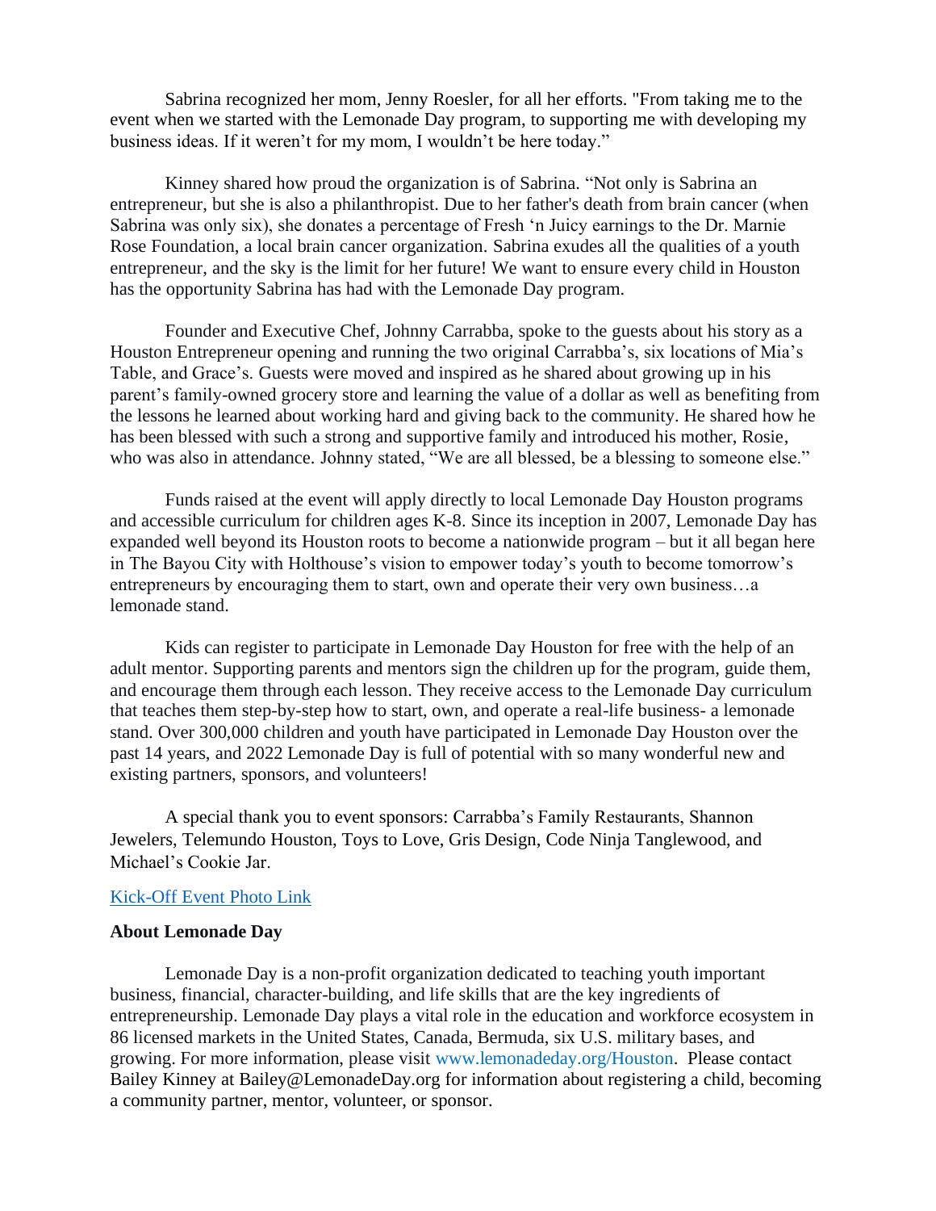Sabrina recognized her mom, Jenny Roesler, for all her efforts. "From taking me to the event when we started with the Lemonade Day program, to supporting me with developing my business ideas. If it weren't for my mom, I wouldn't be here today."

Kinney shared how proud the organization is of Sabrina. "Not only is Sabrina an entrepreneur, but she is also a philanthropist. Due to her father's death from brain cancer (when Sabrina was only six), she donates a percentage of Fresh 'n Juicy earnings to the Dr. Marnie Rose Foundation, a local brain cancer organization. Sabrina exudes all the qualities of a youth entrepreneur, and the sky is the limit for her future! We want to ensure every child in Houston has the opportunity Sabrina has had with the Lemonade Day program.

Founder and Executive Chef, Johnny Carrabba, spoke to the guests about his story as a Houston Entrepreneur opening and running the two original Carrabba's, six locations of Mia's Table, and Grace's. Guests were moved and inspired as he shared about growing up in his parent's family-owned grocery store and learning the value of a dollar as well as benefiting from the lessons he learned about working hard and giving back to the community. He shared how he has been blessed with such a strong and supportive family and introduced his mother, Rosie, who was also in attendance. Johnny stated, "We are all blessed, be a blessing to someone else."

Funds raised at the event will apply directly to local Lemonade Day Houston programs and accessible curriculum for children ages K-8. Since its inception in 2007, Lemonade Day has expanded well beyond its Houston roots to become a nationwide program – but it all began here in The Bayou City with Holthouse's vision to empower today's youth to become tomorrow's entrepreneurs by encouraging them to start, own and operate their very own business…a lemonade stand.

Kids can register to participate in Lemonade Day Houston for free with the help of an adult mentor. Supporting parents and mentors sign the children up for the program, guide them, and encourage them through each lesson. They receive access to the Lemonade Day curriculum that teaches them step-by-step how to start, own, and operate a real-life business- a lemonade stand. Over 300,000 children and youth have participated in Lemonade Day Houston over the past 14 years, and 2022 Lemonade Day is full of potential with so many wonderful new and existing partners, sponsors, and volunteers!

A special thank you to event sponsors: Carrabba's Family Restaurants, Shannon Jewelers, Telemundo Houston, Toys to Love, Gris Design, Code Ninja Tanglewood, and Michael's Cookie Jar.

Kick-Off Event Photo Link

**About Lemonade Day**

Lemonade Day is a non-profit organization dedicated to teaching youth important business, financial, character-building, and life skills that are the key ingredients of entrepreneurship. Lemonade Day plays a vital role in the education and workforce ecosystem in 86 licensed markets in the United States, Canada, Bermuda, six U.S. military bases, and growing. For more information, please visit www.lemonadeday.org/Houston. Please contact Bailey Kinney at Bailey@LemonadeDay.org for information about registering a child, becoming a community partner, mentor, volunteer, or sponsor.